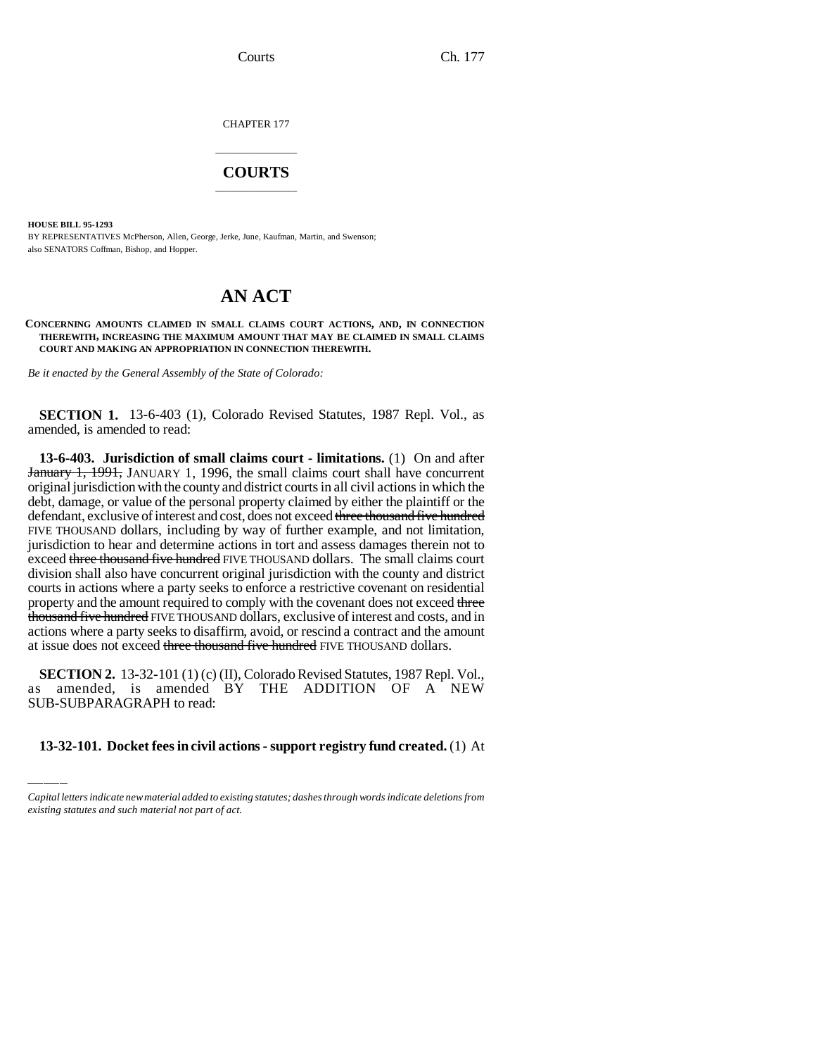CHAPTER 177

# COURTS

**HOUSE BILL 95-1293**

BY REPRESENTATIVES McPherson, Allen, George, Jerke, June, Kaufman, Martin, and Swenson; also SENATORS Coffman, Bishop, and Hopper.

# AN ACT

**CONCERNING AMOUNTS CLAIMED IN SMALL CLAIMS COURT ACTIONS, AND, IN CONNECTION THEREWITH, INCREASING THE MAXIMUM AMOUNT THAT MAY BE CLAIMED IN SMALL CLAIMS COURT AND MAKING AN APPROPRIATION IN CONNECTION THEREWITH.**

*Be it enacted by the General Assembly of the State of Colorado:*

**SECTION 1.** 13-6-403 (1), Colorado Revised Statutes, 1987 Repl. Vol., as amended, is amended to read:

**13-6-403. Jurisdiction of small claims court - limitations.** (1) On and after ~~January 1, 1991,~~ JANUARY 1, 1996, the small claims court shall have concurrent original jurisdiction with the county and district courts in all civil actions in which the debt, damage, or value of the personal property claimed by either the plaintiff or the defendant, exclusive of interest and cost, does not exceed ~~three thousand five hundred~~ FIVE THOUSAND dollars, including by way of further example, and not limitation, jurisdiction to hear and determine actions in tort and assess damages therein not to exceed ~~three thousand five hundred~~ FIVE THOUSAND dollars. The small claims court division shall also have concurrent original jurisdiction with the county and district courts in actions where a party seeks to enforce a restrictive covenant on residential property and the amount required to comply with the covenant does not exceed ~~three thousand five hundred~~ FIVE THOUSAND dollars, exclusive of interest and costs, and in actions where a party seeks to disaffirm, avoid, or rescind a contract and the amount at issue does not exceed ~~three thousand five hundred~~ FIVE THOUSAND dollars.

**SECTION 2.** 13-32-101 (1) (c) (II), Colorado Revised Statutes, 1987 Repl. Vol., as amended, is amended BY THE ADDITION OF A NEW SUB-SUBPARAGRAPH to read:

**13-32-101. Docket fees in civil actions - support registry fund created.** (1) At

*Capital letters indicate new material added to existing statutes; dashes through words indicate deletions from existing statutes and such material not part of act.*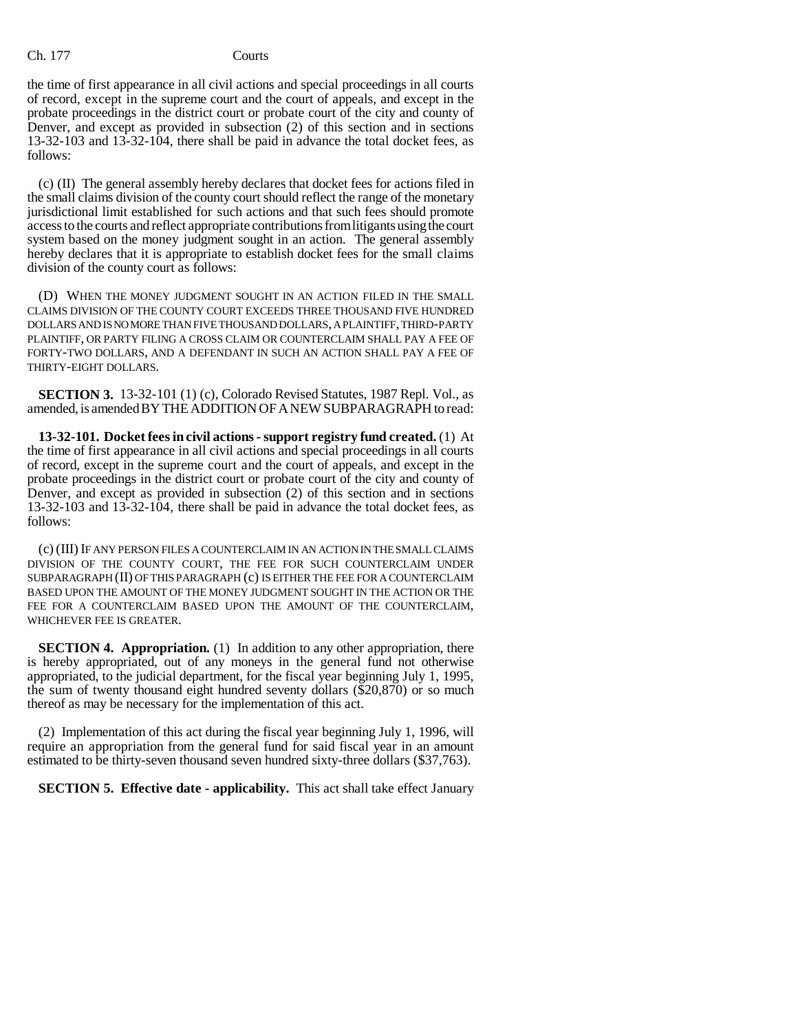the time of first appearance in all civil actions and special proceedings in all courts of record, except in the supreme court and the court of appeals, and except in the probate proceedings in the district court or probate court of the city and county of Denver, and except as provided in subsection (2) of this section and in sections 13-32-103 and 13-32-104, there shall be paid in advance the total docket fees, as follows:

(c) (II) The general assembly hereby declares that docket fees for actions filed in the small claims division of the county court should reflect the range of the monetary jurisdictional limit established for such actions and that such fees should promote access to the courts and reflect appropriate contributions from litigants using the court system based on the money judgment sought in an action. The general assembly hereby declares that it is appropriate to establish docket fees for the small claims division of the county court as follows:

(D) WHEN THE MONEY JUDGMENT SOUGHT IN AN ACTION FILED IN THE SMALL CLAIMS DIVISION OF THE COUNTY COURT EXCEEDS THREE THOUSAND FIVE HUNDRED DOLLARS AND IS NO MORE THAN FIVE THOUSAND DOLLARS, A PLAINTIFF, THIRD-PARTY PLAINTIFF, OR PARTY FILING A CROSS CLAIM OR COUNTERCLAIM SHALL PAY A FEE OF FORTY-TWO DOLLARS, AND A DEFENDANT IN SUCH AN ACTION SHALL PAY A FEE OF THIRTY-EIGHT DOLLARS.

**SECTION 3.** 13-32-101 (1) (c), Colorado Revised Statutes, 1987 Repl. Vol., as amended, is amended BY THE ADDITION OF A NEW SUBPARAGRAPH to read:

**13-32-101. Docket fees in civil actions - support registry fund created.** (1) At the time of first appearance in all civil actions and special proceedings in all courts of record, except in the supreme court and the court of appeals, and except in the probate proceedings in the district court or probate court of the city and county of Denver, and except as provided in subsection (2) of this section and in sections 13-32-103 and 13-32-104, there shall be paid in advance the total docket fees, as follows:

(c) (III) IF ANY PERSON FILES A COUNTERCLAIM IN AN ACTION IN THE SMALL CLAIMS DIVISION OF THE COUNTY COURT, THE FEE FOR SUCH COUNTERCLAIM UNDER SUBPARAGRAPH (II) OF THIS PARAGRAPH (c) IS EITHER THE FEE FOR A COUNTERCLAIM BASED UPON THE AMOUNT OF THE MONEY JUDGMENT SOUGHT IN THE ACTION OR THE FEE FOR A COUNTERCLAIM BASED UPON THE AMOUNT OF THE COUNTERCLAIM, WHICHEVER FEE IS GREATER.

**SECTION 4. Appropriation.** (1) In addition to any other appropriation, there is hereby appropriated, out of any moneys in the general fund not otherwise appropriated, to the judicial department, for the fiscal year beginning July 1, 1995, the sum of twenty thousand eight hundred seventy dollars ($20,870) or so much thereof as may be necessary for the implementation of this act.

(2) Implementation of this act during the fiscal year beginning July 1, 1996, will require an appropriation from the general fund for said fiscal year in an amount estimated to be thirty-seven thousand seven hundred sixty-three dollars ($37,763).

**SECTION 5. Effective date - applicability.** This act shall take effect January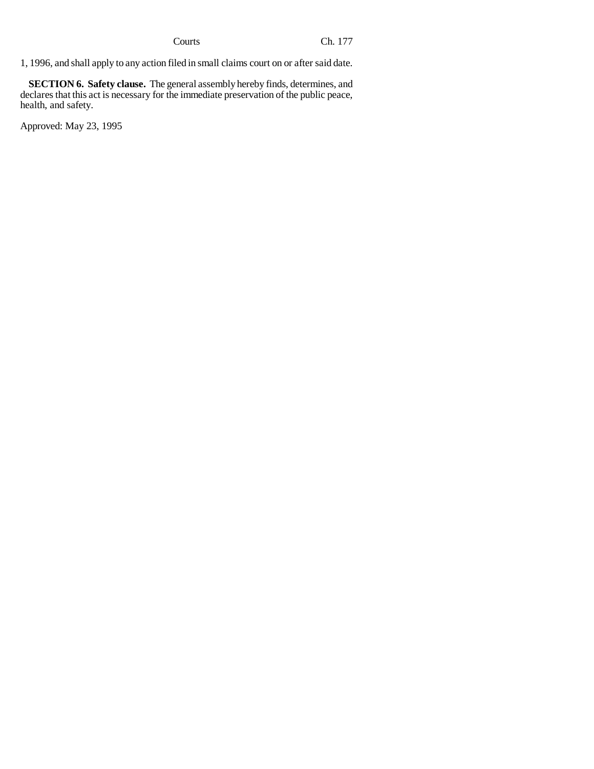1, 1996, and shall apply to any action filed in small claims court on or after said date.

**SECTION 6. Safety clause.** The general assembly hereby finds, determines, and declares that this act is necessary for the immediate preservation of the public peace, health, and safety.

Approved: May 23, 1995